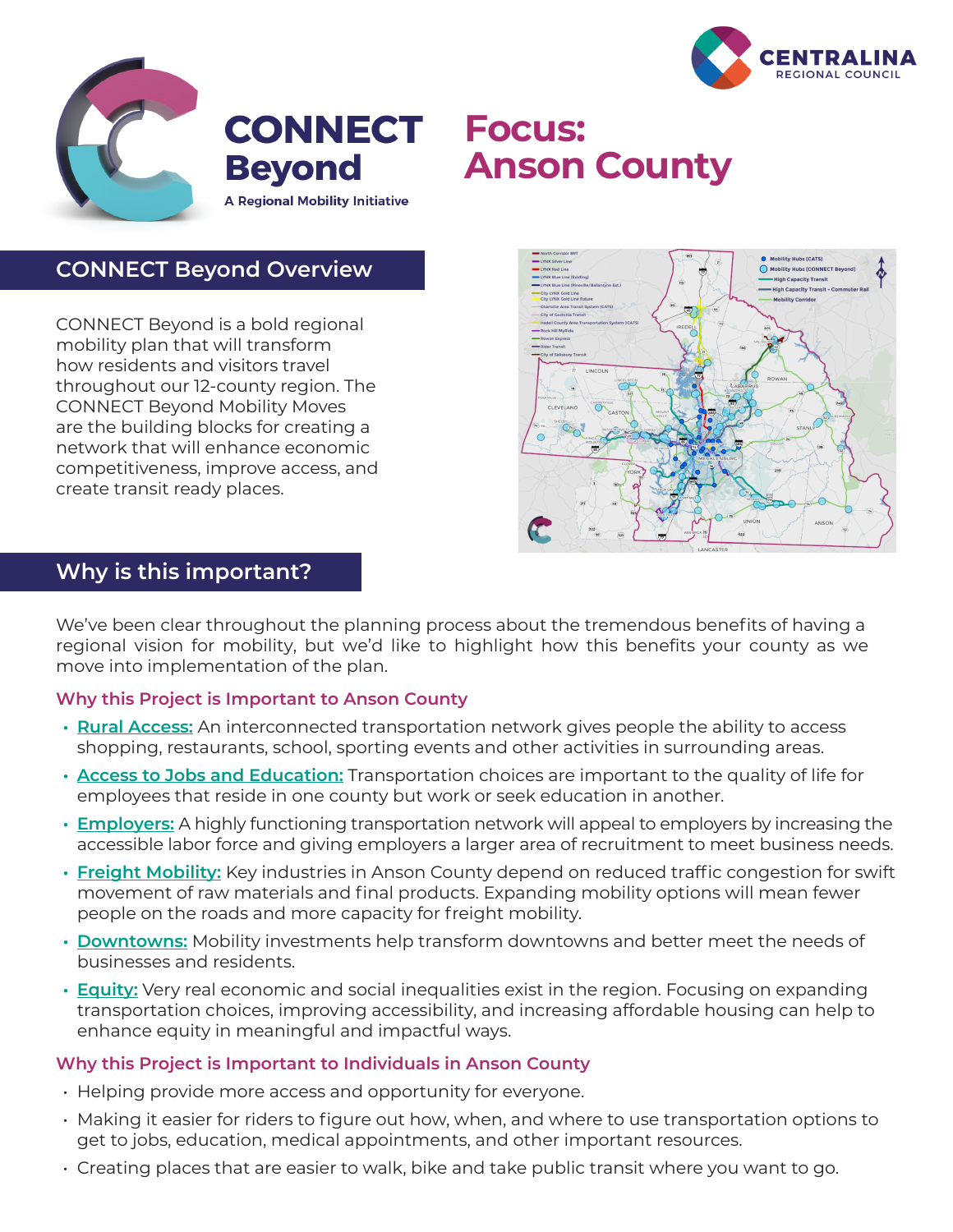# CONNECT Beyond

A Regional Mobility Initiative

CENTRALINA REGIONAL COUNCIL

# Focus: Anson County

## CONNECT Beyond Overview

CONNECT Beyond is a bold regional mobility plan that will transform how residents and visitors travel throughout our 12-county region. The CONNECT Beyond Mobility Moves are the building blocks for creating a network that will enhance economic competitiveness, improve access, and create transit ready places.

## Why is this important?

We've been clear throughout the planning process about the tremendous benefits of having a regional vision for mobility, but we'd like to highlight how this benefits your county as we move into implementation of the plan.

### Why this Project is Important to Anson County

- **Rural Access:** An interconnected transportation network gives people the ability to access shopping, restaurants, school, sporting events and other activities in surrounding areas.
- **Access to Jobs and Education:** Transportation choices are important to the quality of life for employees that reside in one county but work or seek education in another.
- **Employers:** A highly functioning transportation network will appeal to employers by increasing the accessible labor force and giving employers a larger area of recruitment to meet business needs.
- **Freight Mobility:** Key industries in Anson County depend on reduced traffic congestion for swift movement of raw materials and final products. Expanding mobility options will mean fewer people on the roads and more capacity for freight mobility.
- **Downtowns:** Mobility investments help transform downtowns and better meet the needs of businesses and residents.
- **Equity:** Very real economic and social inequalities exist in the region. Focusing on expanding transportation choices, improving accessibility, and increasing affordable housing can help to enhance equity in meaningful and impactful ways.

### Why this Project is Important to Individuals in Anson County

- Helping provide more access and opportunity for everyone.
- Making it easier for riders to figure out how, when, and where to use transportation options to get to jobs, education, medical appointments, and other important resources.
- Creating places that are easier to walk, bike and take public transit where you want to go.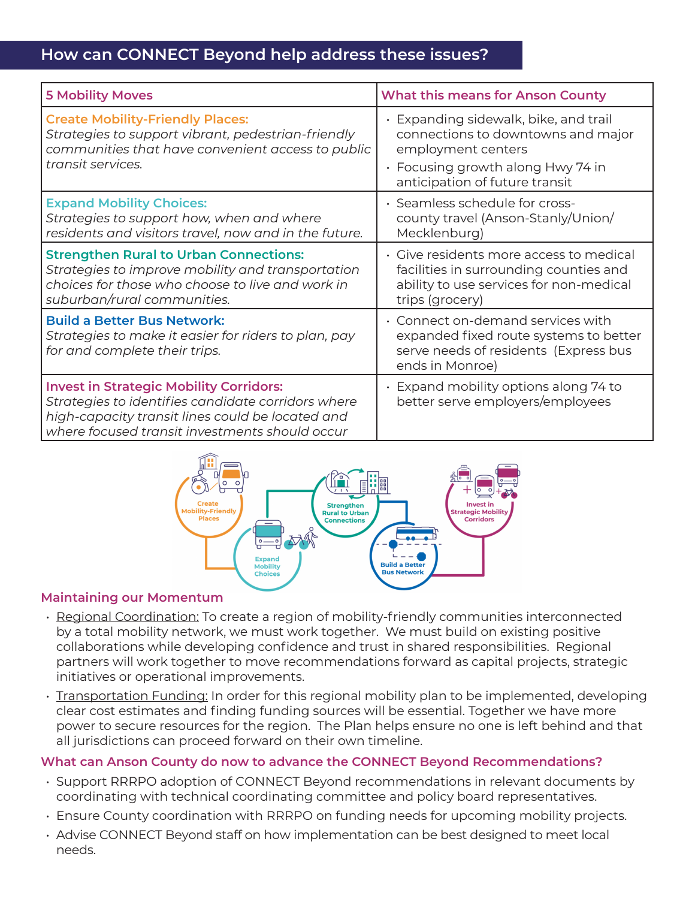## How can CONNECT Beyond help address these issues?

| 5 Mobility Moves | What this means for Anson County |
| --- | --- |
| **Create Mobility-Friendly Places:** *Strategies to support vibrant, pedestrian-friendly communities that have convenient access to public transit services.* | • Expanding sidewalk, bike, and trail connections to downtowns and major employment centers<br>• Focusing growth along Hwy 74 in anticipation of future transit |
| **Expand Mobility Choices:** *Strategies to support how, when and where residents and visitors travel, now and in the future.* | • Seamless schedule for cross-county travel (Anson-Stanly/Union/Mecklenburg) |
| **Strengthen Rural to Urban Connections:** *Strategies to improve mobility and transportation choices for those who choose to live and work in suburban/rural communities.* | • Give residents more access to medical facilities in surrounding counties and ability to use services for non-medical trips (grocery) |
| **Build a Better Bus Network:** *Strategies to make it easier for riders to plan, pay for and complete their trips.* | • Connect on-demand services with expanded fixed route systems to better serve needs of residents (Express bus ends in Monroe) |
| **Invest in Strategic Mobility Corridors:** *Strategies to identifies candidate corridors where high-capacity transit lines could be located and where focused transit investments should occur* | • Expand mobility options along 74 to better serve employers/employees |

Create Mobility-Friendly Places
Expand Mobility Choices
Strengthen Rural to Urban Connections
Build a Better Bus Network
Invest in Strategic Mobility Corridors

### Maintaining our Momentum

- Regional Coordination: To create a region of mobility-friendly communities interconnected by a total mobility network, we must work together. We must build on existing positive collaborations while developing confidence and trust in shared responsibilities. Regional partners will work together to move recommendations forward as capital projects, strategic initiatives or operational improvements.
- Transportation Funding: In order for this regional mobility plan to be implemented, developing clear cost estimates and finding funding sources will be essential. Together we have more power to secure resources for the region. The Plan helps ensure no one is left behind and that all jurisdictions can proceed forward on their own timeline.

### What can Anson County do now to advance the CONNECT Beyond Recommendations?

- Support RRRPO adoption of CONNECT Beyond recommendations in relevant documents by coordinating with technical coordinating committee and policy board representatives.
- Ensure County coordination with RRRPO on funding needs for upcoming mobility projects.
- Advise CONNECT Beyond staff on how implementation can be best designed to meet local needs.